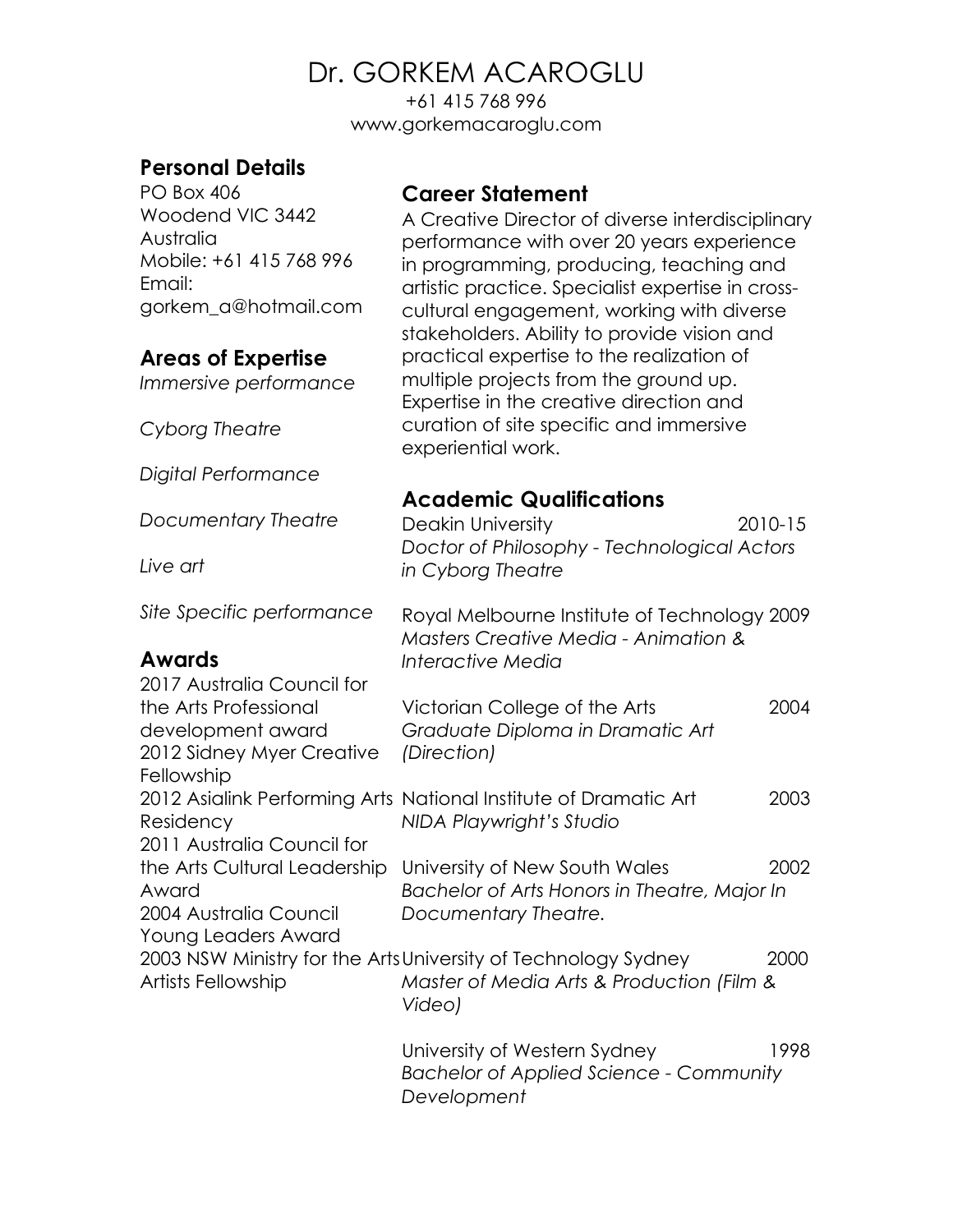# Dr. GORKEM ACAROGLU

+61 415 768 996
www.gorkemacaroglu.com

## Personal Details

PO Box 406
Woodend VIC 3442
Australia
Mobile: +61 415 768 996
Email:
gorkem_a@hotmail.com

## Areas of Expertise

*Immersive performance*

*Cyborg Theatre*

*Digital Performance*

*Documentary Theatre*

*Live art*

*Site Specific performance*

## Awards

2017 Australia Council for the Arts Professional development award
2012 Sidney Myer Creative Fellowship
2012 Asialink Performing Arts Residency
2011 Australia Council for the Arts Cultural Leadership Award
2004 Australia Council Young Leaders Award
2003 NSW Ministry for the Arts Artists Fellowship

## Career Statement

A Creative Director of diverse interdisciplinary performance with over 20 years experience in programming, producing, teaching and artistic practice. Specialist expertise in cross-cultural engagement, working with diverse stakeholders. Ability to provide vision and practical expertise to the realization of multiple projects from the ground up. Expertise in the creative direction and curation of site specific and immersive experiential work.

## Academic Qualifications

Deakin University 2010-15
*Doctor of Philosophy - Technological Actors in Cyborg Theatre*

Royal Melbourne Institute of Technology 2009
*Masters Creative Media - Animation & Interactive Media*

Victorian College of the Arts 2004
*Graduate Diploma in Dramatic Art (Direction)*

National Institute of Dramatic Art 2003
*NIDA Playwright's Studio*

University of New South Wales 2002
*Bachelor of Arts Honors in Theatre, Major In Documentary Theatre.*

University of Technology Sydney 2000
*Master of Media Arts & Production (Film & Video)*

University of Western Sydney 1998
*Bachelor of Applied Science - Community Development*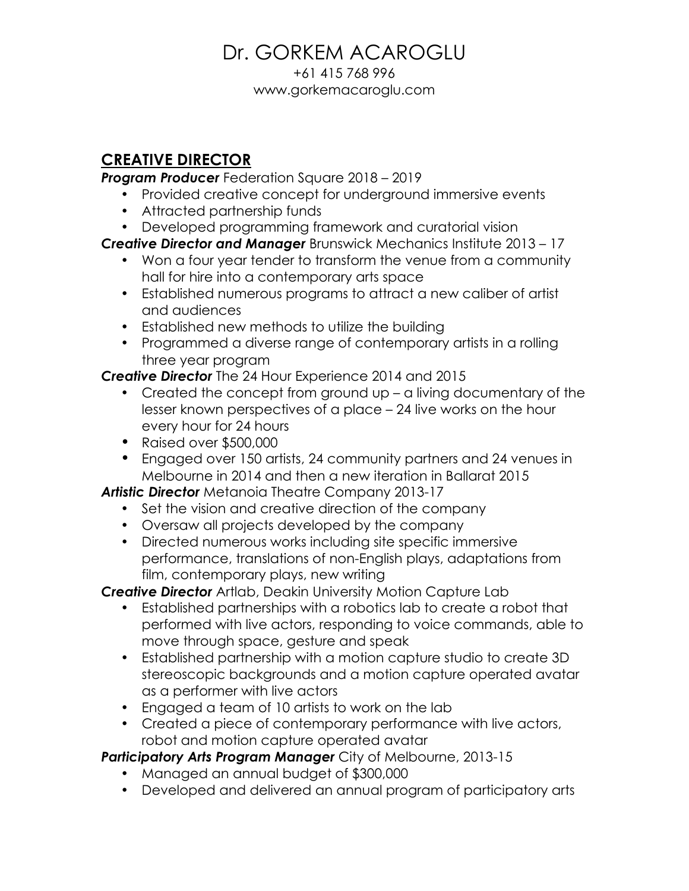# Dr. GORKEM ACAROGLU

+61 415 768 996
www.gorkemacaroglu.com

## CREATIVE DIRECTOR

***Program Producer*** Federation Square 2018 – 2019

- Provided creative concept for underground immersive events
- Attracted partnership funds
- Developed programming framework and curatorial vision

***Creative Director and Manager*** Brunswick Mechanics Institute 2013 – 17

- Won a four year tender to transform the venue from a community hall for hire into a contemporary arts space
- Established numerous programs to attract a new caliber of artist and audiences
- Established new methods to utilize the building
- Programmed a diverse range of contemporary artists in a rolling three year program

***Creative Director*** The 24 Hour Experience 2014 and 2015

- Created the concept from ground up – a living documentary of the lesser known perspectives of a place – 24 live works on the hour every hour for 24 hours
- Raised over $500,000
- Engaged over 150 artists, 24 community partners and 24 venues in Melbourne in 2014 and then a new iteration in Ballarat 2015

***Artistic Director*** Metanoia Theatre Company 2013-17

- Set the vision and creative direction of the company
- Oversaw all projects developed by the company
- Directed numerous works including site specific immersive performance, translations of non-English plays, adaptations from film, contemporary plays, new writing

***Creative Director*** Artlab, Deakin University Motion Capture Lab

- Established partnerships with a robotics lab to create a robot that performed with live actors, responding to voice commands, able to move through space, gesture and speak
- Established partnership with a motion capture studio to create 3D stereoscopic backgrounds and a motion capture operated avatar as a performer with live actors
- Engaged a team of 10 artists to work on the lab
- Created a piece of contemporary performance with live actors, robot and motion capture operated avatar

***Participatory Arts Program Manager*** City of Melbourne, 2013-15

- Managed an annual budget of $300,000
- Developed and delivered an annual program of participatory arts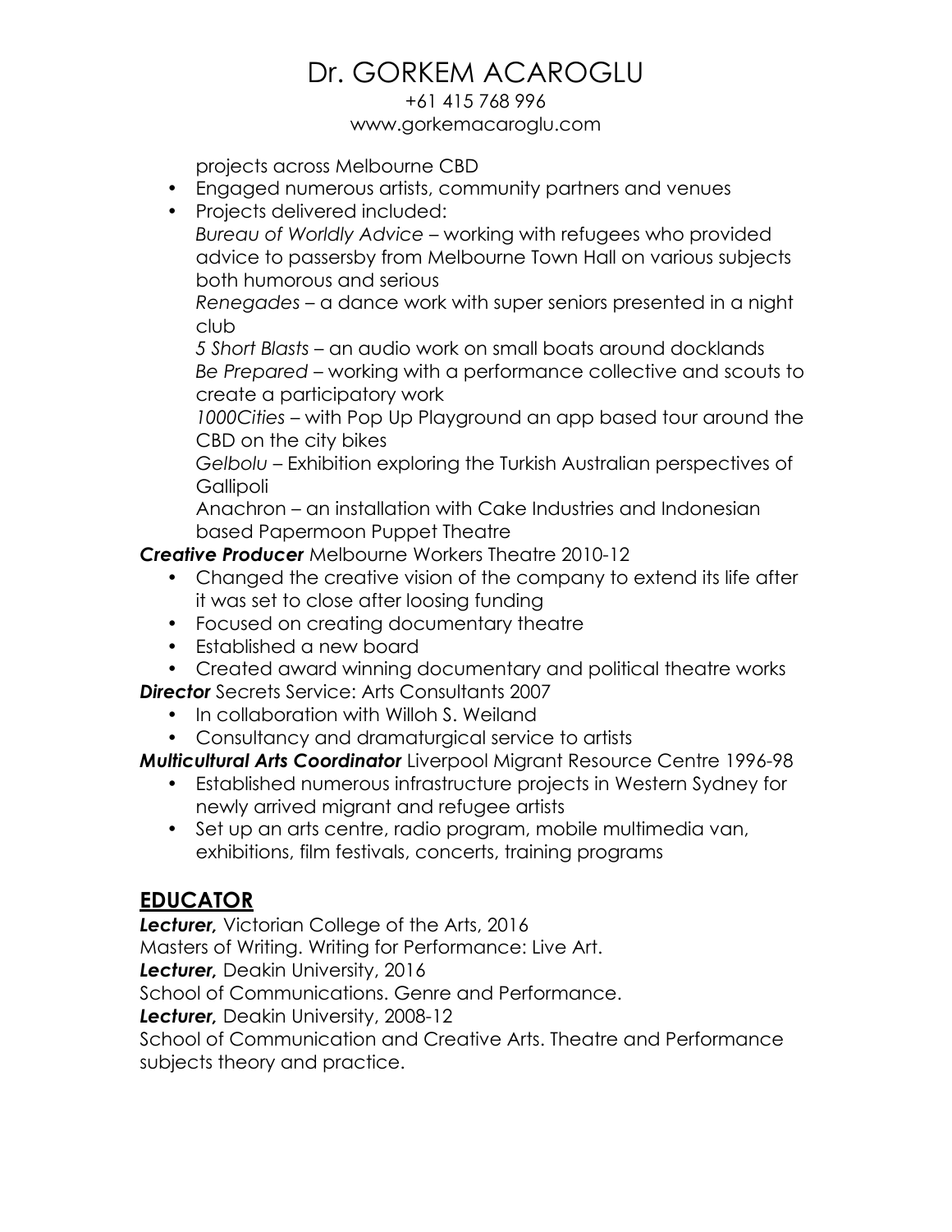projects across Melbourne CBD

- Engaged numerous artists, community partners and venues
- Projects delivered included:
  *Bureau of Worldly Advice* – working with refugees who provided advice to passersby from Melbourne Town Hall on various subjects both humorous and serious
  *Renegades* – a dance work with super seniors presented in a night club
  *5 Short Blasts* – an audio work on small boats around docklands
  *Be Prepared* – working with a performance collective and scouts to create a participatory work
  *1000Cities* – with Pop Up Playground an app based tour around the CBD on the city bikes
  *Gelbolu* – Exhibition exploring the Turkish Australian perspectives of Gallipoli
  Anachron – an installation with Cake Industries and Indonesian based Papermoon Puppet Theatre

***Creative Producer*** Melbourne Workers Theatre 2010-12

- Changed the creative vision of the company to extend its life after it was set to close after loosing funding
- Focused on creating documentary theatre
- Established a new board
- Created award winning documentary and political theatre works

***Director*** Secrets Service: Arts Consultants 2007

- In collaboration with Willoh S. Weiland
- Consultancy and dramaturgical service to artists

***Multicultural Arts Coordinator*** Liverpool Migrant Resource Centre 1996-98

- Established numerous infrastructure projects in Western Sydney for newly arrived migrant and refugee artists
- Set up an arts centre, radio program, mobile multimedia van, exhibitions, film festivals, concerts, training programs

## EDUCATOR

***Lecturer,*** Victorian College of the Arts, 2016
Masters of Writing. Writing for Performance: Live Art.

***Lecturer,*** Deakin University, 2016
School of Communications. Genre and Performance.

***Lecturer,*** Deakin University, 2008-12
School of Communication and Creative Arts. Theatre and Performance subjects theory and practice.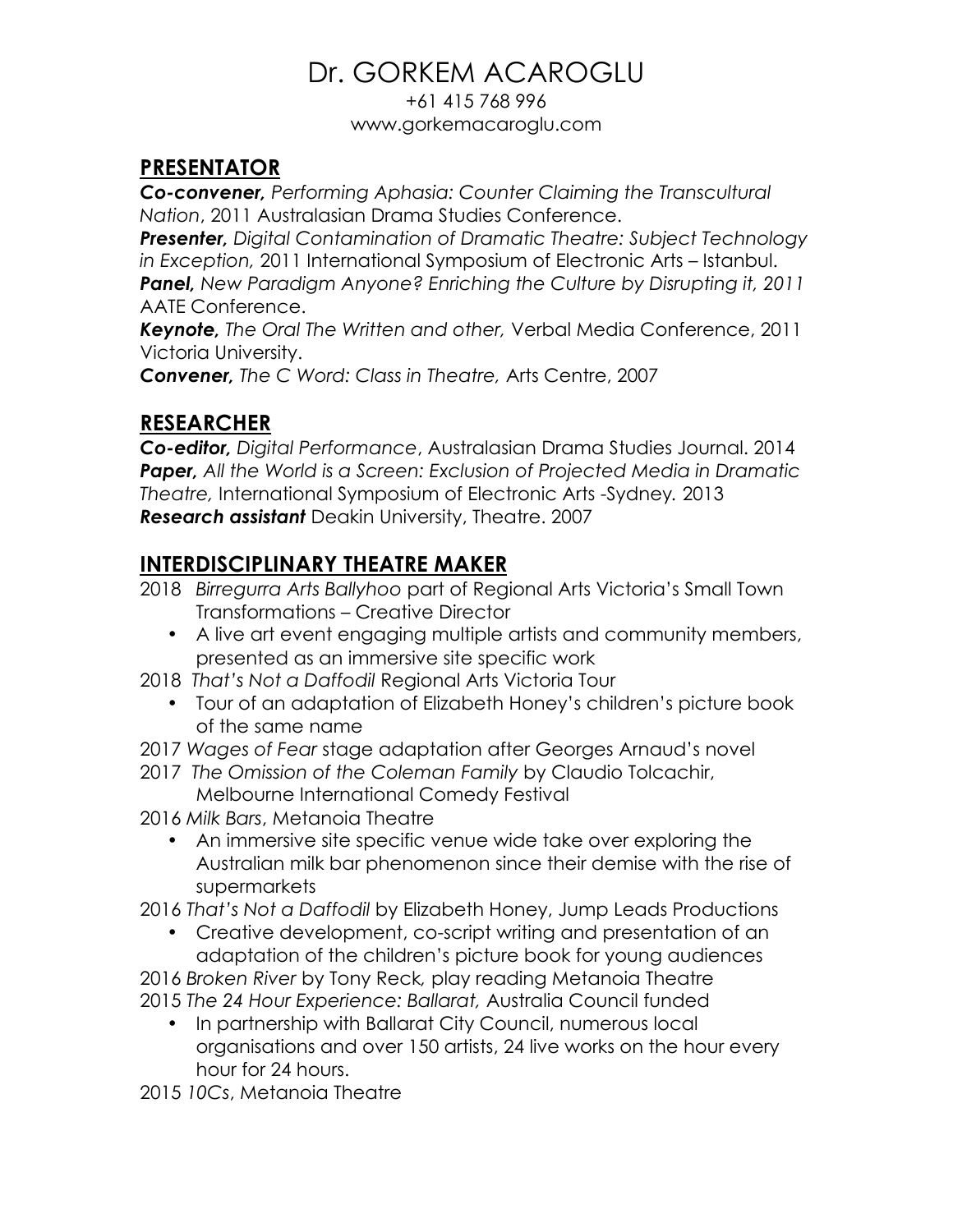# Dr. GORKEM ACAROGLU

+61 415 768 996
www.gorkemacaroglu.com

## PRESENTATOR

***Co-convener,*** *Performing Aphasia: Counter Claiming the Transcultural Nation*, 2011 Australasian Drama Studies Conference.
***Presenter,*** *Digital Contamination of Dramatic Theatre: Subject Technology in Exception,* 2011 International Symposium of Electronic Arts – Istanbul.
***Panel,*** *New Paradigm Anyone? Enriching the Culture by Disrupting it, 2011* AATE Conference.
***Keynote,*** *The Oral The Written and other,* Verbal Media Conference, 2011 Victoria University.
***Convener,*** *The C Word: Class in Theatre,* Arts Centre, 2007

## RESEARCHER

***Co-editor,*** *Digital Performance*, Australasian Drama Studies Journal. 2014
***Paper,*** *All the World is a Screen: Exclusion of Projected Media in Dramatic Theatre,* International Symposium of Electronic Arts -Sydney. 2013
***Research assistant*** Deakin University, Theatre. 2007

## INTERDISCIPLINARY THEATRE MAKER

2018 *Birregurra Arts Ballyhoo* part of Regional Arts Victoria's Small Town Transformations – Creative Director

- A live art event engaging multiple artists and community members, presented as an immersive site specific work

2018 *That's Not a Daffodil* Regional Arts Victoria Tour

- Tour of an adaptation of Elizabeth Honey's children's picture book of the same name

2017 *Wages of Fear* stage adaptation after Georges Arnaud's novel

2017 *The Omission of the Coleman Family* by Claudio Tolcachir, Melbourne International Comedy Festival

2016 *Milk Bars*, Metanoia Theatre

- An immersive site specific venue wide take over exploring the Australian milk bar phenomenon since their demise with the rise of supermarkets

2016 *That's Not a Daffodil* by Elizabeth Honey, Jump Leads Productions

- Creative development, co-script writing and presentation of an adaptation of the children's picture book for young audiences

2016 *Broken River* by Tony Reck*,* play reading Metanoia Theatre

2015 *The 24 Hour Experience: Ballarat,* Australia Council funded

- In partnership with Ballarat City Council, numerous local organisations and over 150 artists, 24 live works on the hour every hour for 24 hours.

2015 *10Cs*, Metanoia Theatre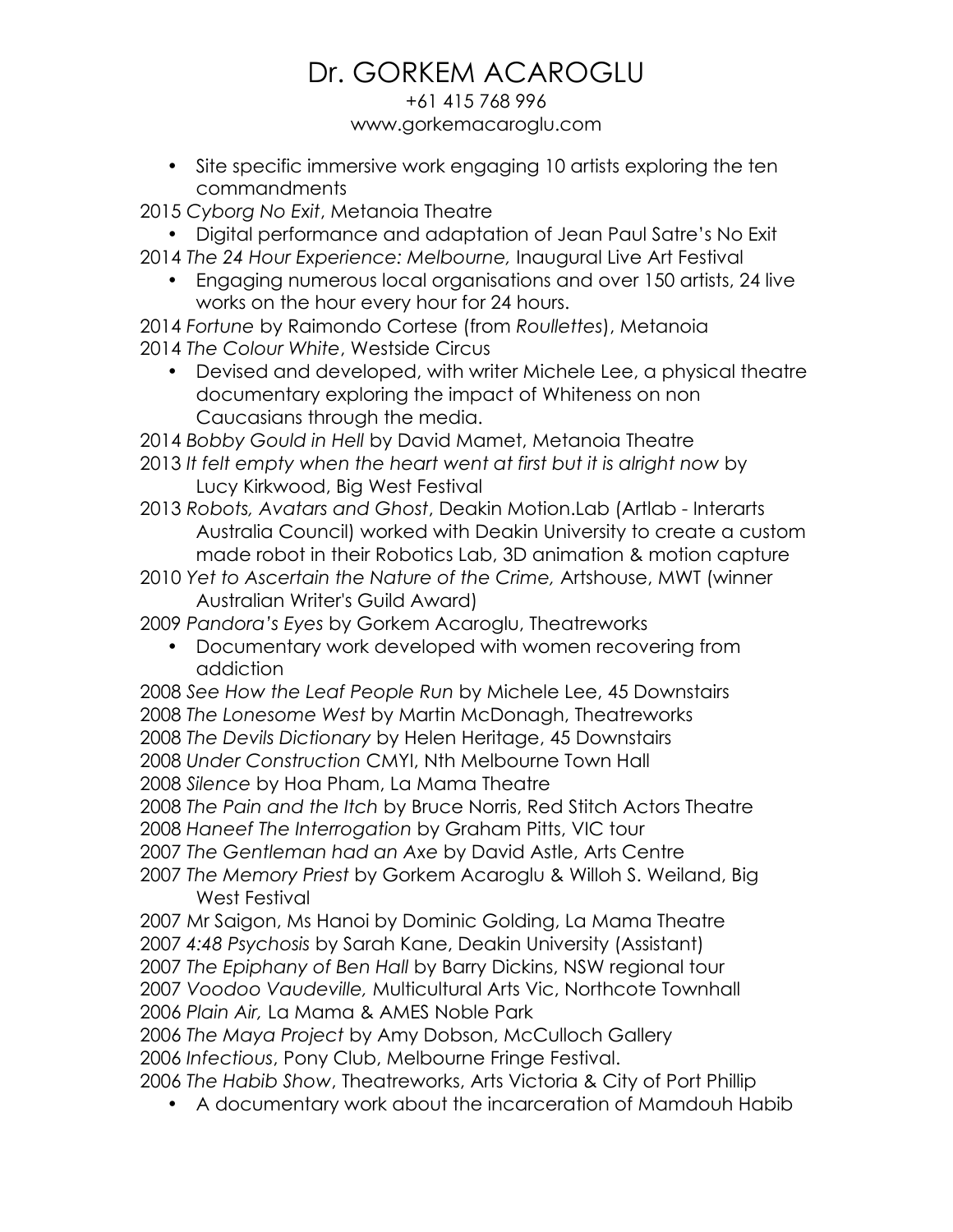- Site specific immersive work engaging 10 artists exploring the ten commandments

2015 *Cyborg No Exit*, Metanoia Theatre

- Digital performance and adaptation of Jean Paul Satre's No Exit

2014 *The 24 Hour Experience: Melbourne,* Inaugural Live Art Festival

- Engaging numerous local organisations and over 150 artists, 24 live works on the hour every hour for 24 hours.

2014 *Fortune* by Raimondo Cortese (from *Roullettes*), Metanoia

2014 *The Colour White*, Westside Circus

- Devised and developed, with writer Michele Lee, a physical theatre documentary exploring the impact of Whiteness on non Caucasians through the media.

2014 *Bobby Gould in Hell* by David Mamet, Metanoia Theatre

2013 *It felt empty when the heart went at first but it is alright now* by Lucy Kirkwood, Big West Festival

2013 *Robots, Avatars and Ghost*, Deakin Motion.Lab (Artlab - Interarts Australia Council) worked with Deakin University to create a custom made robot in their Robotics Lab, 3D animation & motion capture

2010 *Yet to Ascertain the Nature of the Crime,* Artshouse, MWT (winner Australian Writer's Guild Award)

2009 *Pandora's Eyes* by Gorkem Acaroglu, Theatreworks

- Documentary work developed with women recovering from addiction

2008 *See How the Leaf People Run* by Michele Lee, 45 Downstairs

2008 *The Lonesome West* by Martin McDonagh, Theatreworks

2008 *The Devils Dictionary* by Helen Heritage, 45 Downstairs

2008 *Under Construction* CMYI, Nth Melbourne Town Hall

2008 *Silence* by Hoa Pham, La Mama Theatre

2008 *The Pain and the Itch* by Bruce Norris, Red Stitch Actors Theatre

2008 *Haneef The Interrogation* by Graham Pitts, VIC tour

2007 *The Gentleman had an Axe* by David Astle, Arts Centre

2007 *The Memory Priest* by Gorkem Acaroglu & Willoh S. Weiland, Big West Festival

2007 Mr Saigon, Ms Hanoi by Dominic Golding, La Mama Theatre

2007 *4:48 Psychosis* by Sarah Kane, Deakin University (Assistant)

2007 *The Epiphany of Ben Hall* by Barry Dickins, NSW regional tour

2007 *Voodoo Vaudeville,* Multicultural Arts Vic, Northcote Townhall

2006 *Plain Air,* La Mama & AMES Noble Park

2006 *The Maya Project* by Amy Dobson, McCulloch Gallery

2006 *Infectious*, Pony Club, Melbourne Fringe Festival.

2006 *The Habib Show*, Theatreworks, Arts Victoria & City of Port Phillip

- A documentary work about the incarceration of Mamdouh Habib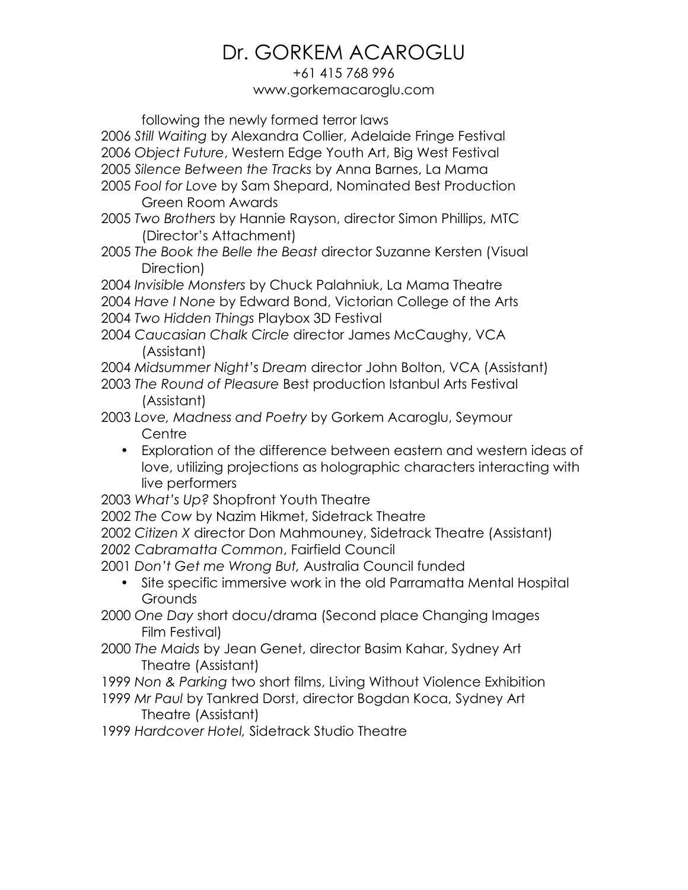following the newly formed terror laws

2006 *Still Waiting* by Alexandra Collier, Adelaide Fringe Festival
2006 *Object Future*, Western Edge Youth Art, Big West Festival
2005 *Silence Between the Tracks* by Anna Barnes, La Mama
2005 *Fool for Love* by Sam Shepard, Nominated Best Production Green Room Awards
2005 *Two Brothers* by Hannie Rayson, director Simon Phillips, MTC (Director's Attachment)
2005 *The Book the Belle the Beast* director Suzanne Kersten (Visual Direction)
2004 *Invisible Monsters* by Chuck Palahniuk, La Mama Theatre
2004 *Have I None* by Edward Bond, Victorian College of the Arts
2004 *Two Hidden Things* Playbox 3D Festival
2004 *Caucasian Chalk Circle* director James McCaughy, VCA (Assistant)
2004 *Midsummer Night's Dream* director John Bolton, VCA (Assistant)
2003 *The Round of Pleasure* Best production Istanbul Arts Festival (Assistant)
2003 *Love, Madness and Poetry* by Gorkem Acaroglu, Seymour Centre

- Exploration of the difference between eastern and western ideas of love, utilizing projections as holographic characters interacting with live performers

2003 *What's Up?* Shopfront Youth Theatre
2002 *The Cow* by Nazim Hikmet, Sidetrack Theatre
2002 *Citizen X* director Don Mahmouney, Sidetrack Theatre (Assistant)
*2002 Cabramatta Common*, Fairfield Council
2001 *Don't Get me Wrong But,* Australia Council funded

- Site specific immersive work in the old Parramatta Mental Hospital Grounds

2000 *One Day* short docu/drama (Second place Changing Images Film Festival)
2000 *The Maids* by Jean Genet, director Basim Kahar, Sydney Art Theatre (Assistant)
1999 *Non & Parking* two short films, Living Without Violence Exhibition
1999 *Mr Paul* by Tankred Dorst, director Bogdan Koca, Sydney Art Theatre (Assistant)
1999 *Hardcover Hotel,* Sidetrack Studio Theatre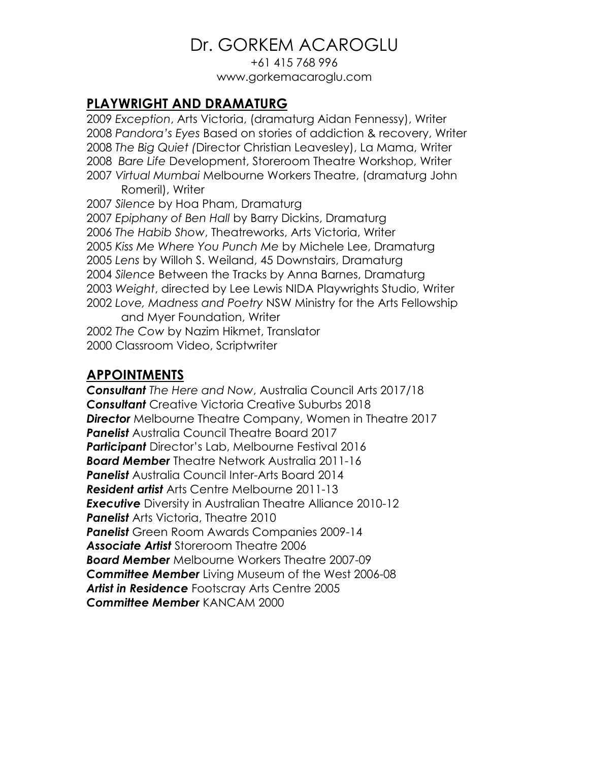# Dr. GORKEM ACAROGLU

+61 415 768 996
www.gorkemacaroglu.com

## PLAYWRIGHT AND DRAMATURG

2009 *Exception*, Arts Victoria, (dramaturg Aidan Fennessy), Writer
2008 *Pandora's Eyes* Based on stories of addiction & recovery, Writer
2008 *The Big Quiet (*Director Christian Leavesley), La Mama, Writer
2008 *Bare Life* Development, Storeroom Theatre Workshop, Writer
2007 *Virtual Mumbai* Melbourne Workers Theatre, (dramaturg John Romeril), Writer
2007 *Silence* by Hoa Pham, Dramaturg
2007 *Epiphany of Ben Hall* by Barry Dickins, Dramaturg
2006 *The Habib Show*, Theatreworks, Arts Victoria, Writer
2005 *Kiss Me Where You Punch Me* by Michele Lee, Dramaturg
2005 *Lens* by Willoh S. Weiland, 45 Downstairs, Dramaturg
2004 *Silence* Between the Tracks by Anna Barnes, Dramaturg
2003 *Weight*, directed by Lee Lewis NIDA Playwrights Studio, Writer
2002 *Love, Madness and Poetry* NSW Ministry for the Arts Fellowship and Myer Foundation, Writer
2002 *The Cow* by Nazim Hikmet, Translator
2000 Classroom Video, Scriptwriter

## APPOINTMENTS

***Consultant*** *The Here and Now*, Australia Council Arts 2017/18
***Consultant*** Creative Victoria Creative Suburbs 2018
***Director*** Melbourne Theatre Company, Women in Theatre 2017
***Panelist*** Australia Council Theatre Board 2017
***Participant*** Director's Lab, Melbourne Festival 2016
***Board Member*** Theatre Network Australia 2011-16
***Panelist*** Australia Council Inter-Arts Board 2014
***Resident artist*** Arts Centre Melbourne 2011-13
***Executive*** Diversity in Australian Theatre Alliance 2010-12
***Panelist*** Arts Victoria, Theatre 2010
***Panelist*** Green Room Awards Companies 2009-14
***Associate Artist*** Storeroom Theatre 2006
***Board Member*** Melbourne Workers Theatre 2007-09
***Committee Member*** Living Museum of the West 2006-08
***Artist in Residence*** Footscray Arts Centre 2005
***Committee Member*** KANCAM 2000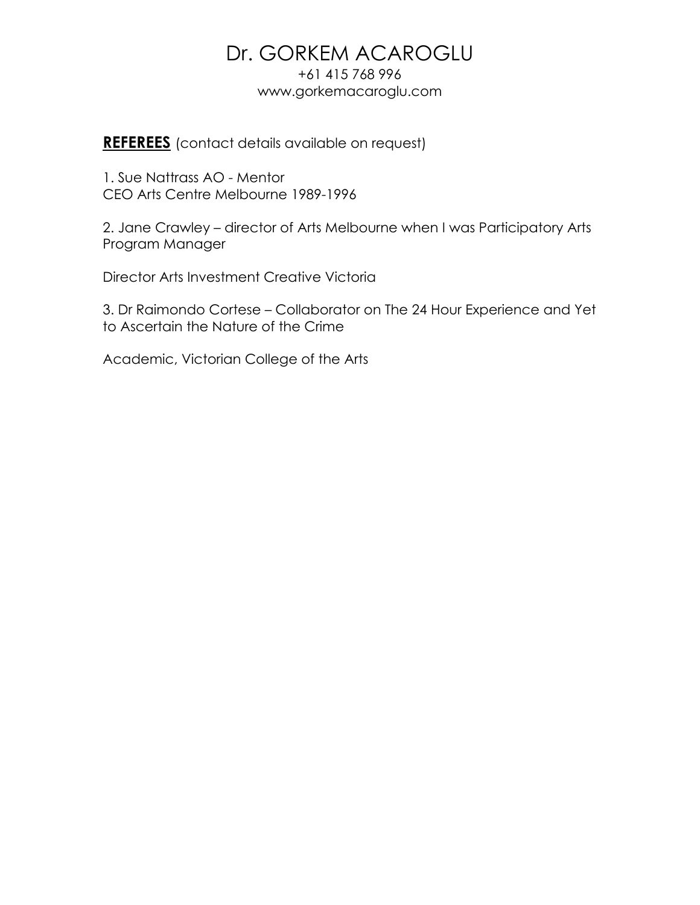# Dr. GORKEM ACAROGLU

+61 415 768 996
www.gorkemacaroglu.com

**REFEREES** (contact details available on request)

1. Sue Nattrass AO - Mentor
CEO Arts Centre Melbourne 1989-1996

2. Jane Crawley – director of Arts Melbourne when I was Participatory Arts Program Manager

Director Arts Investment Creative Victoria

3. Dr Raimondo Cortese – Collaborator on The 24 Hour Experience and Yet to Ascertain the Nature of the Crime

Academic, Victorian College of the Arts